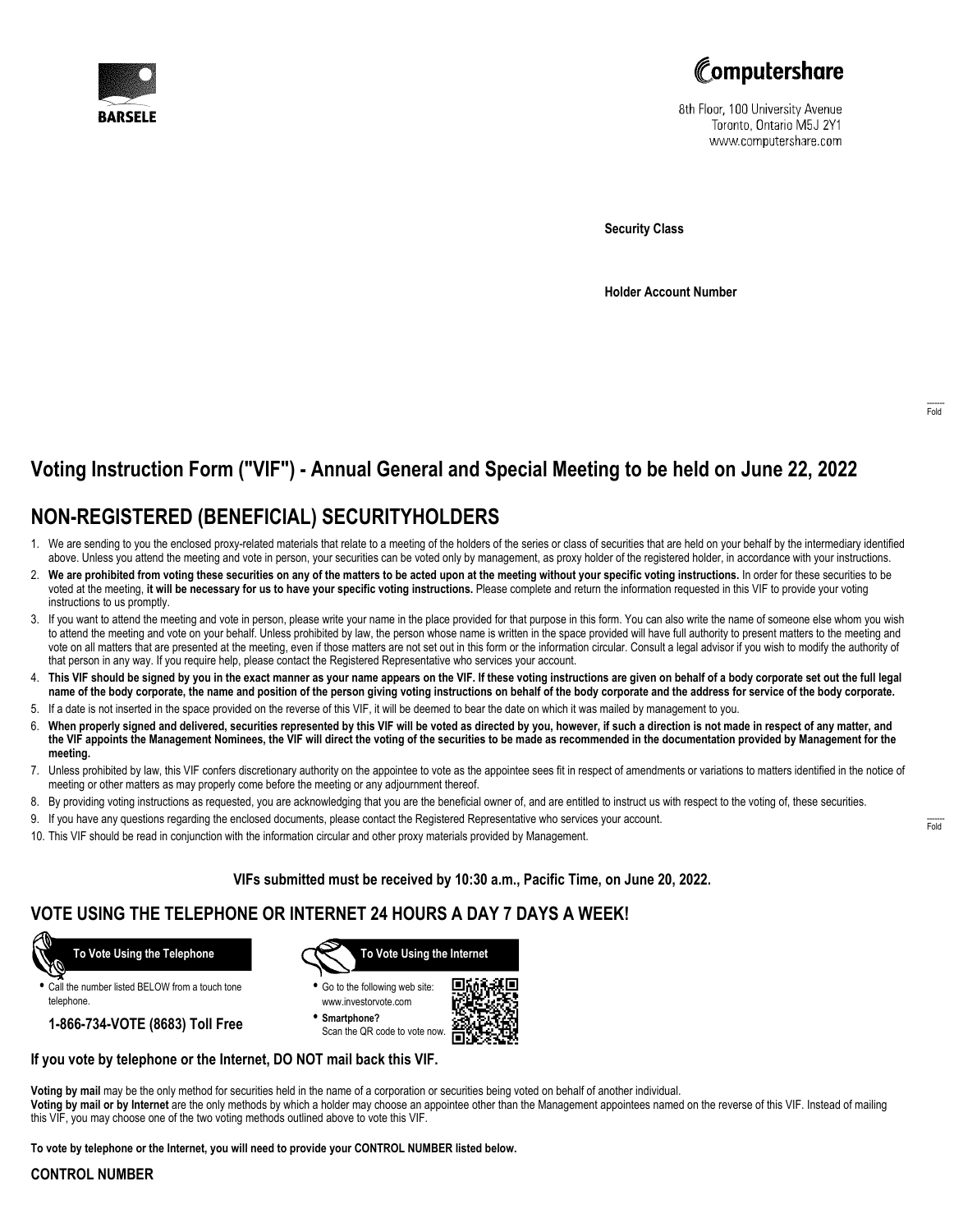BARSELE

Computershare

8th Floor, 100 University Avenue
Toronto, Ontario M5J 2Y1
www.computershare.com

**Security Class**

**Holder Account Number**

Fold

# Voting Instruction Form ("VIF") - Annual General and Special Meeting to be held on June 22, 2022

## NON-REGISTERED (BENEFICIAL) SECURITYHOLDERS

1. We are sending to you the enclosed proxy-related materials that relate to a meeting of the holders of the series or class of securities that are held on your behalf by the intermediary identified above. Unless you attend the meeting and vote in person, your securities can be voted only by management, as proxy holder of the registered holder, in accordance with your instructions.
2. **We are prohibited from voting these securities on any of the matters to be acted upon at the meeting without your specific voting instructions.** In order for these securities to be voted at the meeting, **it will be necessary for us to have your specific voting instructions.** Please complete and return the information requested in this VIF to provide your voting instructions to us promptly.
3. If you want to attend the meeting and vote in person, please write your name in the place provided for that purpose in this form. You can also write the name of someone else whom you wish to attend the meeting and vote on your behalf. Unless prohibited by law, the person whose name is written in the space provided will have full authority to present matters to the meeting and vote on all matters that are presented at the meeting, even if those matters are not set out in this form or the information circular. Consult a legal advisor if you wish to modify the authority of that person in any way. If you require help, please contact the Registered Representative who services your account.
4. **This VIF should be signed by you in the exact manner as your name appears on the VIF. If these voting instructions are given on behalf of a body corporate set out the full legal name of the body corporate, the name and position of the person giving voting instructions on behalf of the body corporate and the address for service of the body corporate.**
5. If a date is not inserted in the space provided on the reverse of this VIF, it will be deemed to bear the date on which it was mailed by management to you.
6. **When properly signed and delivered, securities represented by this VIF will be voted as directed by you, however, if such a direction is not made in respect of any matter, and the VIF appoints the Management Nominees, the VIF will direct the voting of the securities to be made as recommended in the documentation provided by Management for the meeting.**
7. Unless prohibited by law, this VIF confers discretionary authority on the appointee to vote as the appointee sees fit in respect of amendments or variations to matters identified in the notice of meeting or other matters as may properly come before the meeting or any adjournment thereof.
8. By providing voting instructions as requested, you are acknowledging that you are the beneficial owner of, and are entitled to instruct us with respect to the voting of, these securities.
9. If you have any questions regarding the enclosed documents, please contact the Registered Representative who services your account.
10. This VIF should be read in conjunction with the information circular and other proxy materials provided by Management.

Fold

**VIFs submitted must be received by 10:30 a.m., Pacific Time, on June 20, 2022.**

## VOTE USING THE TELEPHONE OR INTERNET 24 HOURS A DAY 7 DAYS A WEEK!

**To Vote Using the Telephone**

- Call the number listed BELOW from a touch tone telephone.

**1-866-734-VOTE (8683) Toll Free**

**To Vote Using the Internet**

- Go to the following web site: www.investorvote.com
- **Smartphone?** Scan the QR code to vote now.

**If you vote by telephone or the Internet, DO NOT mail back this VIF.**

**Voting by mail** may be the only method for securities held in the name of a corporation or securities being voted on behalf of another individual.
**Voting by mail or by Internet** are the only methods by which a holder may choose an appointee other than the Management appointees named on the reverse of this VIF. Instead of mailing this VIF, you may choose one of the two voting methods outlined above to vote this VIF.

**To vote by telephone or the Internet, you will need to provide your CONTROL NUMBER listed below.**

**CONTROL NUMBER**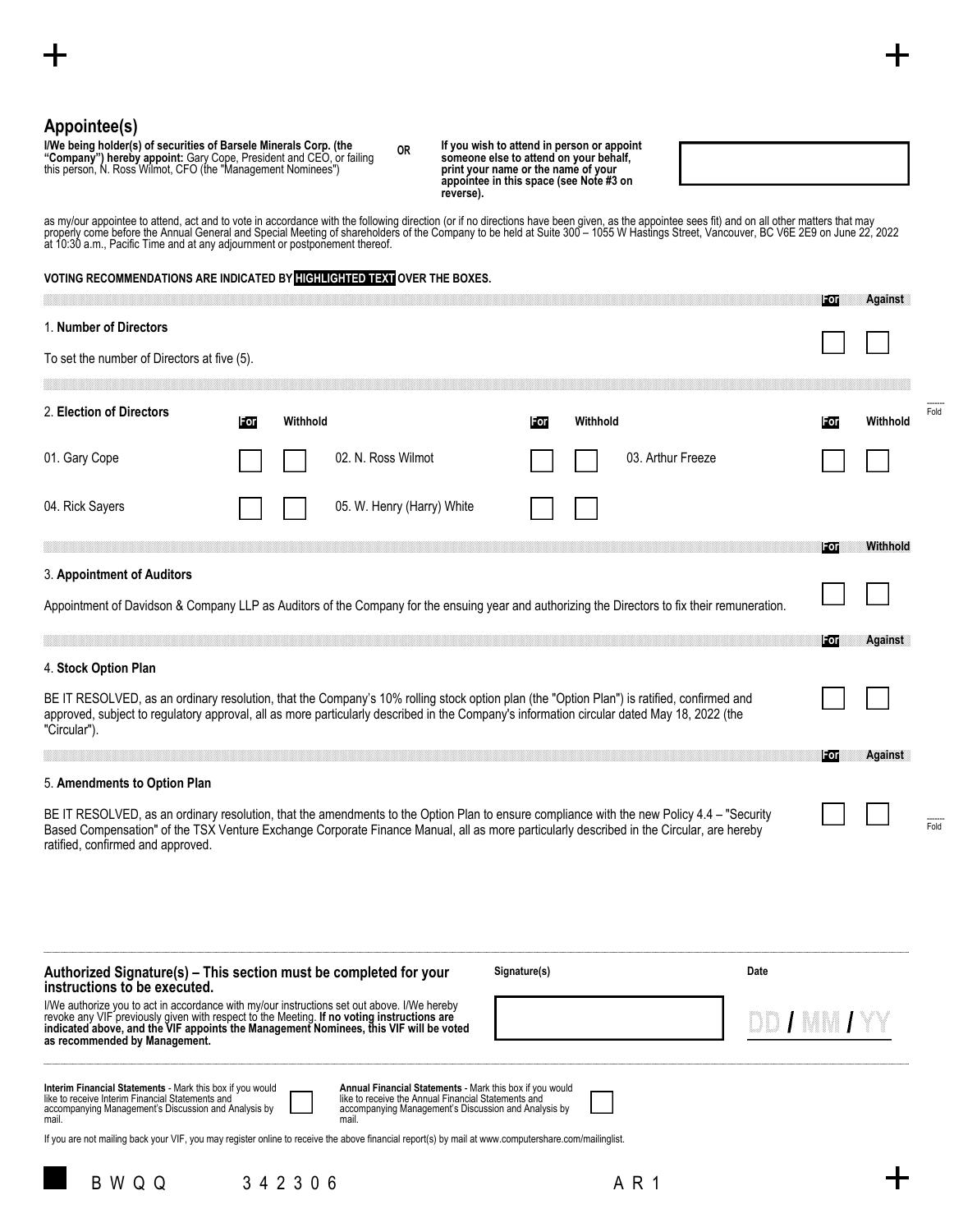## Appointee(s)

**I/We being holder(s) of securities of Barsele Minerals Corp. (the "Company") hereby appoint:** Gary Cope, President and CEO, or failing this person, N. Ross Wilmot, CFO (the "Management Nominees")

**OR**

**If you wish to attend in person or appoint someone else to attend on your behalf, print your name or the name of your appointee in this space (see Note #3 on reverse).**

as my/our appointee to attend, act and to vote in accordance with the following direction (or if no directions have been given, as the appointee sees fit) and on all other matters that may properly come before the Annual General and Special Meeting of shareholders of the Company to be held at Suite 300 – 1055 W Hastings Street, Vancouver, BC V6E 2E9 on June 22, 2022 at 10:30 a.m., Pacific Time and at any adjournment or postponement thereof.

**VOTING RECOMMENDATIONS ARE INDICATED BY HIGHLIGHTED TEXT OVER THE BOXES.**

| | For | Against |
|---|---|---|
| 1. **Number of Directors**<br>To set the number of Directors at five (5). | ☐ | ☐ |

2. **Election of Directors**

| | For | Withhold | | For | Withhold | | For | Withhold |
|---|---|---|---|---|---|---|---|---|
| 01. Gary Cope | ☐ | ☐ | 02. N. Ross Wilmot | ☐ | ☐ | 03. Arthur Freeze | ☐ | ☐ |
| 04. Rick Sayers | ☐ | ☐ | 05. W. Henry (Harry) White | ☐ | ☐ | | | |

| | For | Withhold |
|---|---|---|
| 3. **Appointment of Auditors**<br>Appointment of Davidson & Company LLP as Auditors of the Company for the ensuing year and authorizing the Directors to fix their remuneration. | ☐ | ☐ |

| | For | Against |
|---|---|---|
| 4. **Stock Option Plan**<br>BE IT RESOLVED, as an ordinary resolution, that the Company's 10% rolling stock option plan (the "Option Plan") is ratified, confirmed and approved, subject to regulatory approval, all as more particularly described in the Company's information circular dated May 18, 2022 (the "Circular"). | ☐ | ☐ |

| | For | Against |
|---|---|---|
| 5. **Amendments to Option Plan**<br>BE IT RESOLVED, as an ordinary resolution, that the amendments to the Option Plan to ensure compliance with the new Policy 4.4 – "Security Based Compensation" of the TSX Venture Exchange Corporate Finance Manual, all as more particularly described in the Circular, are hereby ratified, confirmed and approved. | ☐ | ☐ |

**Authorized Signature(s) – This section must be completed for your instructions to be executed.**

I/We authorize you to act in accordance with my/our instructions set out above. I/We hereby revoke any VIF previously given with respect to the Meeting. **If no voting instructions are indicated above, and the VIF appoints the Management Nominees, this VIF will be voted as recommended by Management.**

**Signature(s)**

**Date**

DD / MM / YY

**Interim Financial Statements** - Mark this box if you would like to receive Interim Financial Statements and accompanying Management's Discussion and Analysis by mail. ☐

**Annual Financial Statements** - Mark this box if you would like to receive the Annual Financial Statements and accompanying Management's Discussion and Analysis by mail. ☐

If you are not mailing back your VIF, you may register online to receive the above financial report(s) by mail at www.computershare.com/mailinglist.

B W Q Q 3 4 2 3 0 6 A R 1